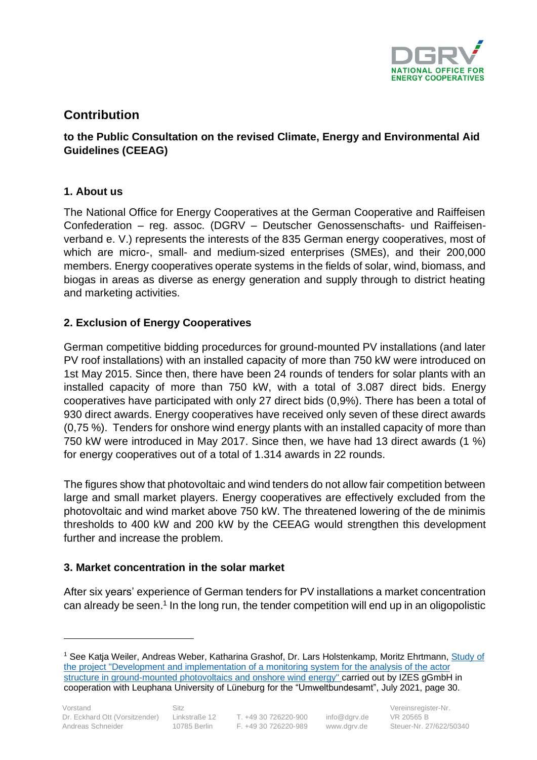DGRV
NATIONAL OFFICE FOR ENERGY COOPERATIVES

## Contribution

**to the Public Consultation on the revised Climate, Energy and Environmental Aid Guidelines (CEEAG)**

### 1. About us

The National Office for Energy Cooperatives at the German Cooperative and Raiffeisen Confederation – reg. assoc. (DGRV – Deutscher Genossenschafts- und Raiffeisenverband e. V.) represents the interests of the 835 German energy cooperatives, most of which are micro-, small- and medium-sized enterprises (SMEs), and their 200,000 members. Energy cooperatives operate systems in the fields of solar, wind, biomass, and biogas in areas as diverse as energy generation and supply through to district heating and marketing activities.

### 2. Exclusion of Energy Cooperatives

German competitive bidding procedures for ground-mounted PV installations (and later PV roof installations) with an installed capacity of more than 750 kW were introduced on 1st May 2015. Since then, there have been 24 rounds of tenders for solar plants with an installed capacity of more than 750 kW, with a total of 3.087 direct bids. Energy cooperatives have participated with only 27 direct bids (0,9%). There has been a total of 930 direct awards. Energy cooperatives have received only seven of these direct awards (0,75 %). Tenders for onshore wind energy plants with an installed capacity of more than 750 kW were introduced in May 2017. Since then, we have had 13 direct awards (1 %) for energy cooperatives out of a total of 1.314 awards in 22 rounds.

The figures show that photovoltaic and wind tenders do not allow fair competition between large and small market players. Energy cooperatives are effectively excluded from the photovoltaic and wind market above 750 kW. The threatened lowering of the de minimis thresholds to 400 kW and 200 kW by the CEEAG would strengthen this development further and increase the problem.

### 3. Market concentration in the solar market

After six years' experience of German tenders for PV installations a market concentration can already be seen.[1] In the long run, the tender competition will end up in an oligopolistic

[1] See Katja Weiler, Andreas Weber, Katharina Grashof, Dr. Lars Holstenkamp, Moritz Ehrtmann, Study of the project "Development and implementation of a monitoring system for the analysis of the actor structure in ground-mounted photovoltaics and onshore wind energy" carried out by IZES gGmbH in cooperation with Leuphana University of Lüneburg for the "Umweltbundesamt", July 2021, page 30.

Vorstand
Dr. Eckhard Ott (Vorsitzender)
Andreas Schneider

Sitz
Linkstraße 12
10785 Berlin

T. +49 30 726220-900
F. +49 30 726220-989

info@dgrv.de
www.dgrv.de

Vereinsregister-Nr.
VR 20565 B
Steuer-Nr. 27/622/50340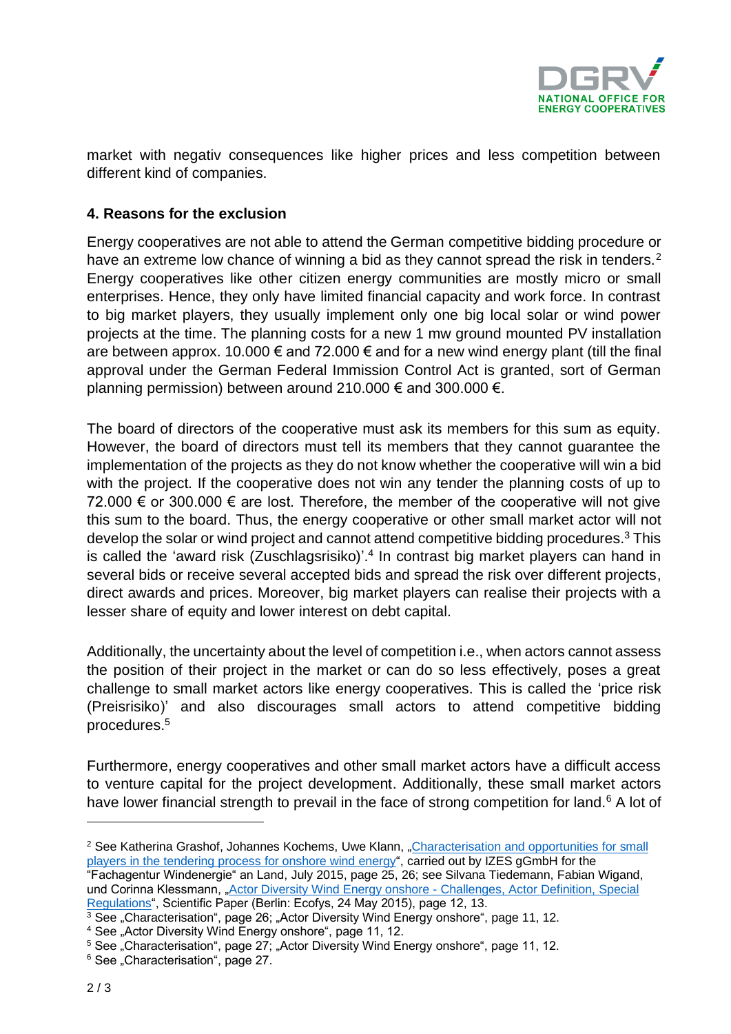market with negativ consequences like higher prices and less competition between different kind of companies.

## 4. Reasons for the exclusion

Energy cooperatives are not able to attend the German competitive bidding procedure or have an extreme low chance of winning a bid as they cannot spread the risk in tenders.[2] Energy cooperatives like other citizen energy communities are mostly micro or small enterprises. Hence, they only have limited financial capacity and work force. In contrast to big market players, they usually implement only one big local solar or wind power projects at the time. The planning costs for a new 1 mw ground mounted PV installation are between approx. 10.000 € and 72.000 € and for a new wind energy plant (till the final approval under the German Federal Immission Control Act is granted, sort of German planning permission) between around 210.000 € and 300.000 €.

The board of directors of the cooperative must ask its members for this sum as equity. However, the board of directors must tell its members that they cannot guarantee the implementation of the projects as they do not know whether the cooperative will win a bid with the project. If the cooperative does not win any tender the planning costs of up to 72.000 € or 300.000 € are lost. Therefore, the member of the cooperative will not give this sum to the board. Thus, the energy cooperative or other small market actor will not develop the solar or wind project and cannot attend competitive bidding procedures.[3] This is called the 'award risk (Zuschlagsrisiko)'.[4] In contrast big market players can hand in several bids or receive several accepted bids and spread the risk over different projects, direct awards and prices. Moreover, big market players can realise their projects with a lesser share of equity and lower interest on debt capital.

Additionally, the uncertainty about the level of competition i.e., when actors cannot assess the position of their project in the market or can do so less effectively, poses a great challenge to small market actors like energy cooperatives. This is called the 'price risk (Preisrisiko)' and also discourages small actors to attend competitive bidding procedures.[5]

Furthermore, energy cooperatives and other small market actors have a difficult access to venture capital for the project development. Additionally, these small market actors have lower financial strength to prevail in the face of strong competition for land.[6] A lot of

---

[2] See Katherina Grashof, Johannes Kochems, Uwe Klann, „Characterisation and opportunities for small players in the tendering process for onshore wind energy", carried out by IZES gGmbH for the "Fachagentur Windenergie" an Land, July 2015, page 25, 26; see Silvana Tiedemann, Fabian Wigand, und Corinna Klessmann, „Actor Diversity Wind Energy onshore - Challenges, Actor Definition, Special Regulations", Scientific Paper (Berlin: Ecofys, 24 May 2015), page 12, 13.

[3] See „Characterisation", page 26; „Actor Diversity Wind Energy onshore", page 11, 12.

[4] See „Actor Diversity Wind Energy onshore", page 11, 12.

[5] See „Characterisation", page 27; „Actor Diversity Wind Energy onshore", page 11, 12.

[6] See „Characterisation", page 27.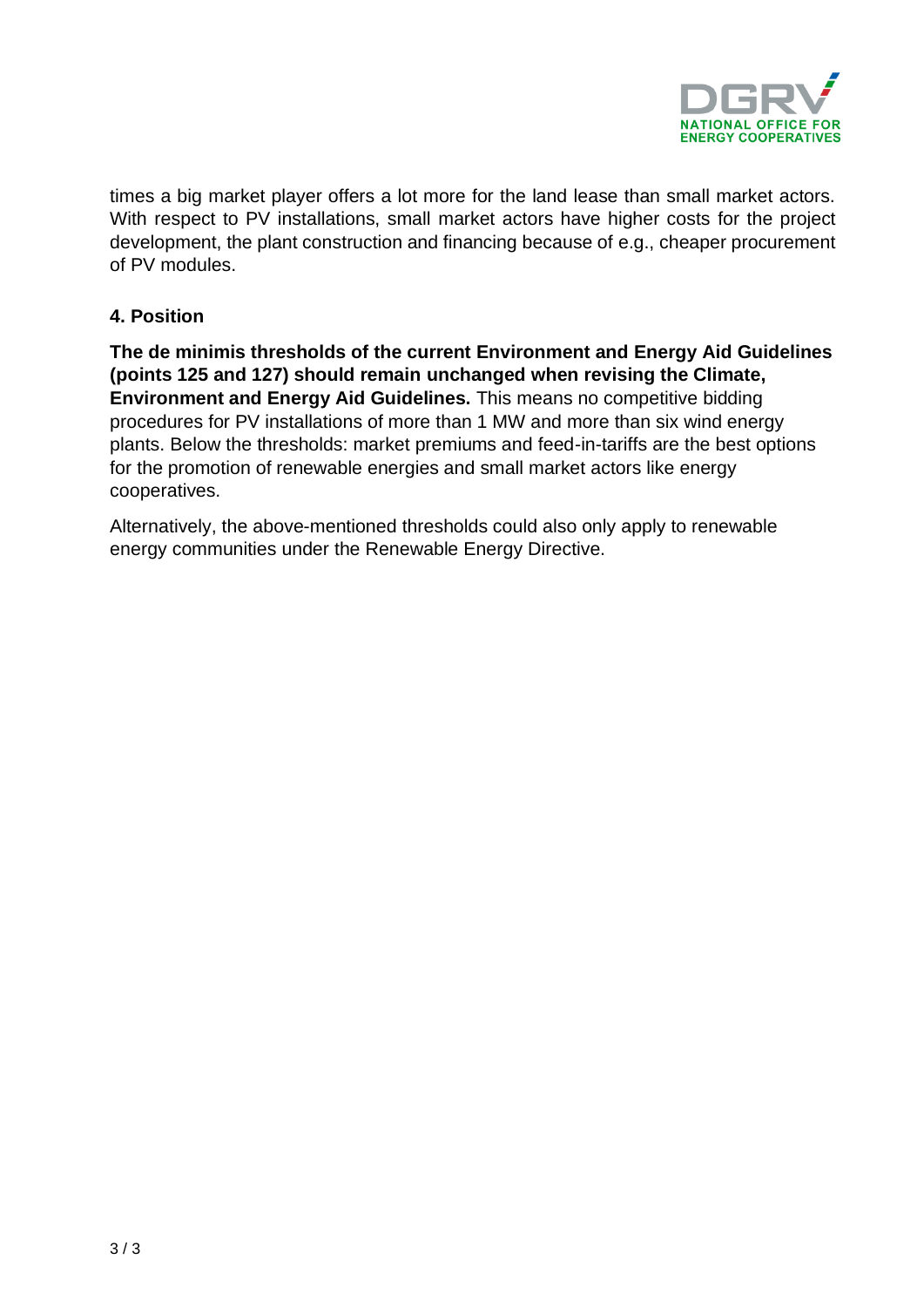times a big market player offers a lot more for the land lease than small market actors. With respect to PV installations, small market actors have higher costs for the project development, the plant construction and financing because of e.g., cheaper procurement of PV modules.

#### 4. Position

**The de minimis thresholds of the current Environment and Energy Aid Guidelines (points 125 and 127) should remain unchanged when revising the Climate, Environment and Energy Aid Guidelines.** This means no competitive bidding procedures for PV installations of more than 1 MW and more than six wind energy plants. Below the thresholds: market premiums and feed-in-tariffs are the best options for the promotion of renewable energies and small market actors like energy cooperatives.

Alternatively, the above-mentioned thresholds could also only apply to renewable energy communities under the Renewable Energy Directive.